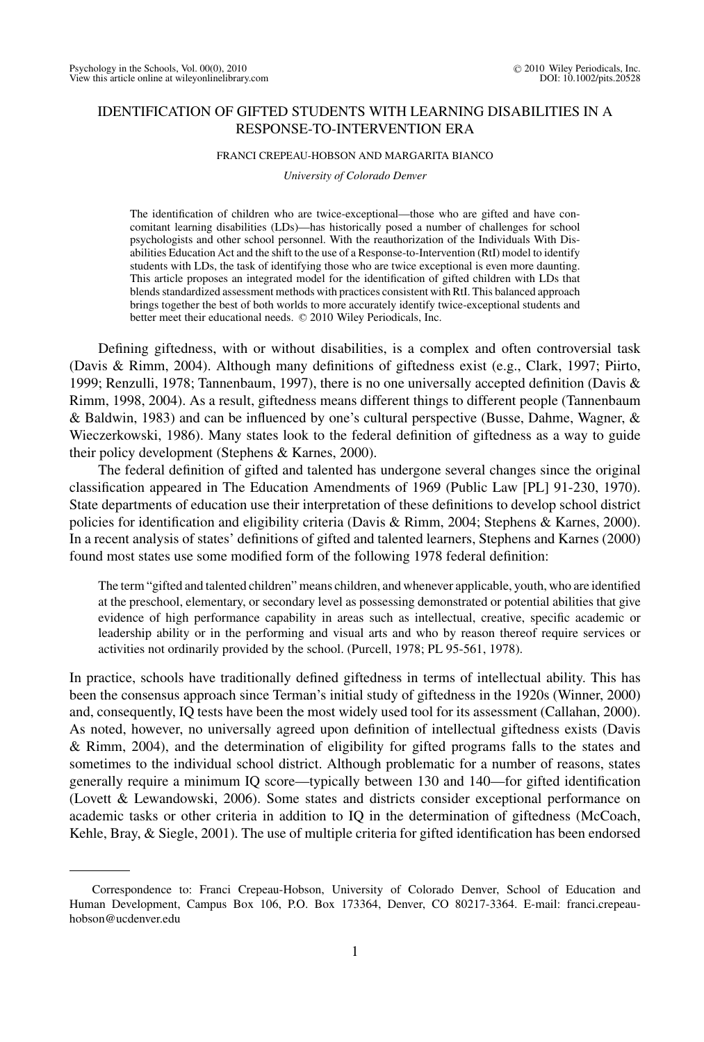# IDENTIFICATION OF GIFTED STUDENTS WITH LEARNING DISABILITIES IN A RESPONSE-TO-INTERVENTION ERA

FRANCI CREPEAU-HOBSON AND MARGARITA BIANCO

*University of Colorado Denver*

The identification of children who are twice-exceptional—those who are gifted and have concomitant learning disabilities (LDs)—has historically posed a number of challenges for school psychologists and other school personnel. With the reauthorization of the Individuals With Disabilities Education Act and the shift to the use of a Response-to-Intervention (RtI) model to identify students with LDs, the task of identifying those who are twice exceptional is even more daunting. This article proposes an integrated model for the identification of gifted children with LDs that blends standardized assessment methods with practices consistent with RtI. This balanced approach brings together the best of both worlds to more accurately identify twice-exceptional students and better meet their educational needs. © 2010 Wiley Periodicals, Inc.

Defining giftedness, with or without disabilities, is a complex and often controversial task (Davis & Rimm, 2004). Although many definitions of giftedness exist (e.g., Clark, 1997; Piirto, 1999; Renzulli, 1978; Tannenbaum, 1997), there is no one universally accepted definition (Davis & Rimm, 1998, 2004). As a result, giftedness means different things to different people (Tannenbaum & Baldwin, 1983) and can be influenced by one's cultural perspective (Busse, Dahme, Wagner, & Wieczerkowski, 1986). Many states look to the federal definition of giftedness as a way to guide their policy development (Stephens & Karnes, 2000).

The federal definition of gifted and talented has undergone several changes since the original classification appeared in The Education Amendments of 1969 (Public Law [PL] 91-230, 1970). State departments of education use their interpretation of these definitions to develop school district policies for identification and eligibility criteria (Davis & Rimm, 2004; Stephens & Karnes, 2000). In a recent analysis of states' definitions of gifted and talented learners, Stephens and Karnes (2000) found most states use some modified form of the following 1978 federal definition:

> The term "gifted and talented children" means children, and whenever applicable, youth, who are identified at the preschool, elementary, or secondary level as possessing demonstrated or potential abilities that give evidence of high performance capability in areas such as intellectual, creative, specific academic or leadership ability or in the performing and visual arts and who by reason thereof require services or activities not ordinarily provided by the school. (Purcell, 1978; PL 95-561, 1978).

In practice, schools have traditionally defined giftedness in terms of intellectual ability. This has been the consensus approach since Terman's initial study of giftedness in the 1920s (Winner, 2000) and, consequently, IQ tests have been the most widely used tool for its assessment (Callahan, 2000). As noted, however, no universally agreed upon definition of intellectual giftedness exists (Davis & Rimm, 2004), and the determination of eligibility for gifted programs falls to the states and sometimes to the individual school district. Although problematic for a number of reasons, states generally require a minimum IQ score—typically between 130 and 140—for gifted identification (Lovett & Lewandowski, 2006). Some states and districts consider exceptional performance on academic tasks or other criteria in addition to IQ in the determination of giftedness (McCoach, Kehle, Bray, & Siegle, 2001). The use of multiple criteria for gifted identification has been endorsed

Correspondence to: Franci Crepeau-Hobson, University of Colorado Denver, School of Education and Human Development, Campus Box 106, P.O. Box 173364, Denver, CO 80217-3364. E-mail: franci.crepeau-hobson@ucdenver.edu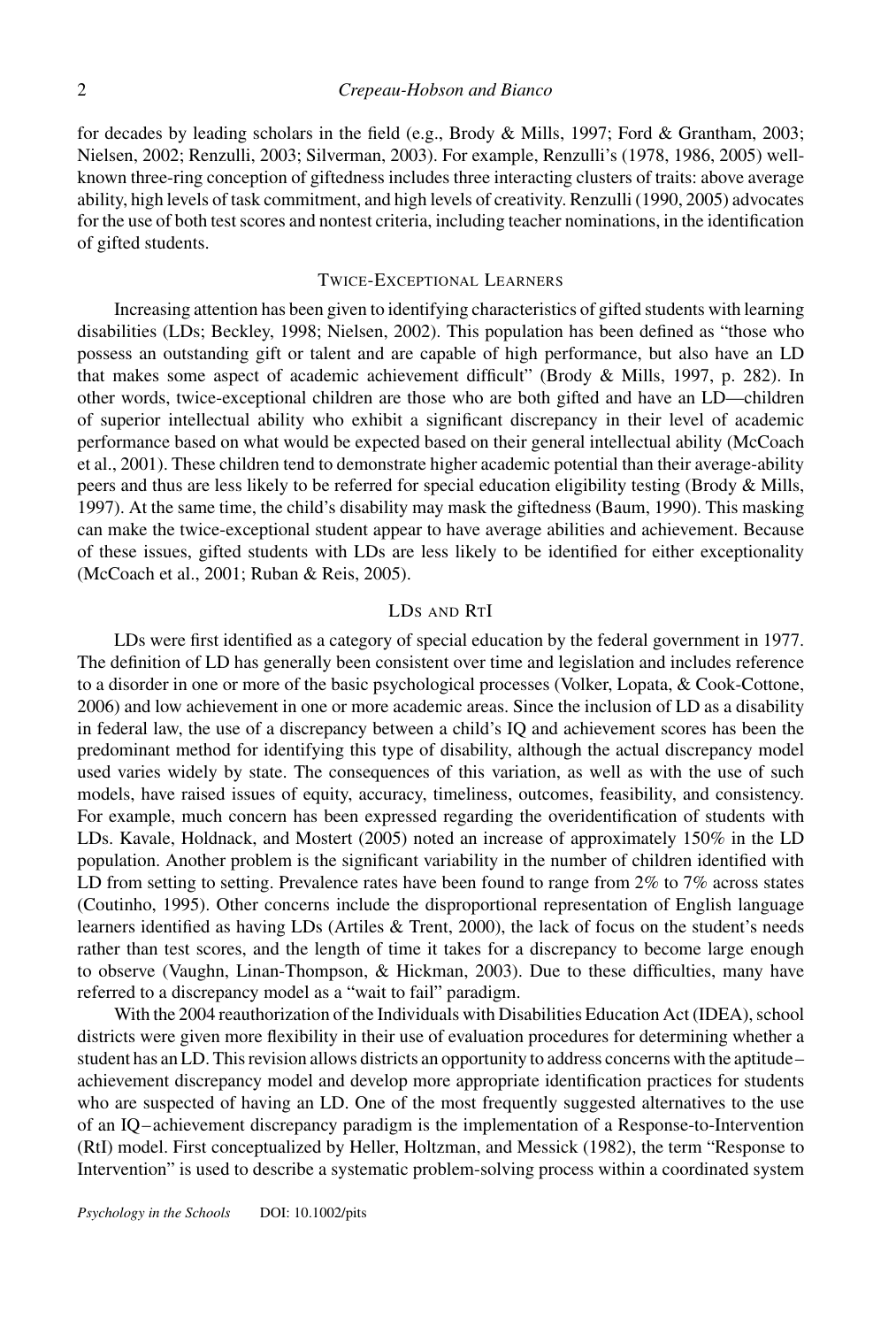for decades by leading scholars in the field (e.g., Brody & Mills, 1997; Ford & Grantham, 2003; Nielsen, 2002; Renzulli, 2003; Silverman, 2003). For example, Renzulli's (1978, 1986, 2005) well-known three-ring conception of giftedness includes three interacting clusters of traits: above average ability, high levels of task commitment, and high levels of creativity. Renzulli (1990, 2005) advocates for the use of both test scores and nontest criteria, including teacher nominations, in the identification of gifted students.

## Twice-Exceptional Learners

Increasing attention has been given to identifying characteristics of gifted students with learning disabilities (LDs; Beckley, 1998; Nielsen, 2002). This population has been defined as "those who possess an outstanding gift or talent and are capable of high performance, but also have an LD that makes some aspect of academic achievement difficult" (Brody & Mills, 1997, p. 282). In other words, twice-exceptional children are those who are both gifted and have an LD—children of superior intellectual ability who exhibit a significant discrepancy in their level of academic performance based on what would be expected based on their general intellectual ability (McCoach et al., 2001). These children tend to demonstrate higher academic potential than their average-ability peers and thus are less likely to be referred for special education eligibility testing (Brody & Mills, 1997). At the same time, the child's disability may mask the giftedness (Baum, 1990). This masking can make the twice-exceptional student appear to have average abilities and achievement. Because of these issues, gifted students with LDs are less likely to be identified for either exceptionality (McCoach et al., 2001; Ruban & Reis, 2005).

## LDs and RtI

LDs were first identified as a category of special education by the federal government in 1977. The definition of LD has generally been consistent over time and legislation and includes reference to a disorder in one or more of the basic psychological processes (Volker, Lopata, & Cook-Cottone, 2006) and low achievement in one or more academic areas. Since the inclusion of LD as a disability in federal law, the use of a discrepancy between a child's IQ and achievement scores has been the predominant method for identifying this type of disability, although the actual discrepancy model used varies widely by state. The consequences of this variation, as well as with the use of such models, have raised issues of equity, accuracy, timeliness, outcomes, feasibility, and consistency. For example, much concern has been expressed regarding the overidentification of students with LDs. Kavale, Holdnack, and Mostert (2005) noted an increase of approximately 150% in the LD population. Another problem is the significant variability in the number of children identified with LD from setting to setting. Prevalence rates have been found to range from 2% to 7% across states (Coutinho, 1995). Other concerns include the disproportional representation of English language learners identified as having LDs (Artiles & Trent, 2000), the lack of focus on the student's needs rather than test scores, and the length of time it takes for a discrepancy to become large enough to observe (Vaughn, Linan-Thompson, & Hickman, 2003). Due to these difficulties, many have referred to a discrepancy model as a "wait to fail" paradigm.

With the 2004 reauthorization of the Individuals with Disabilities Education Act (IDEA), school districts were given more flexibility in their use of evaluation procedures for determining whether a student has an LD. This revision allows districts an opportunity to address concerns with the aptitude–achievement discrepancy model and develop more appropriate identification practices for students who are suspected of having an LD. One of the most frequently suggested alternatives to the use of an IQ–achievement discrepancy paradigm is the implementation of a Response-to-Intervention (RtI) model. First conceptualized by Heller, Holtzman, and Messick (1982), the term "Response to Intervention" is used to describe a systematic problem-solving process within a coordinated system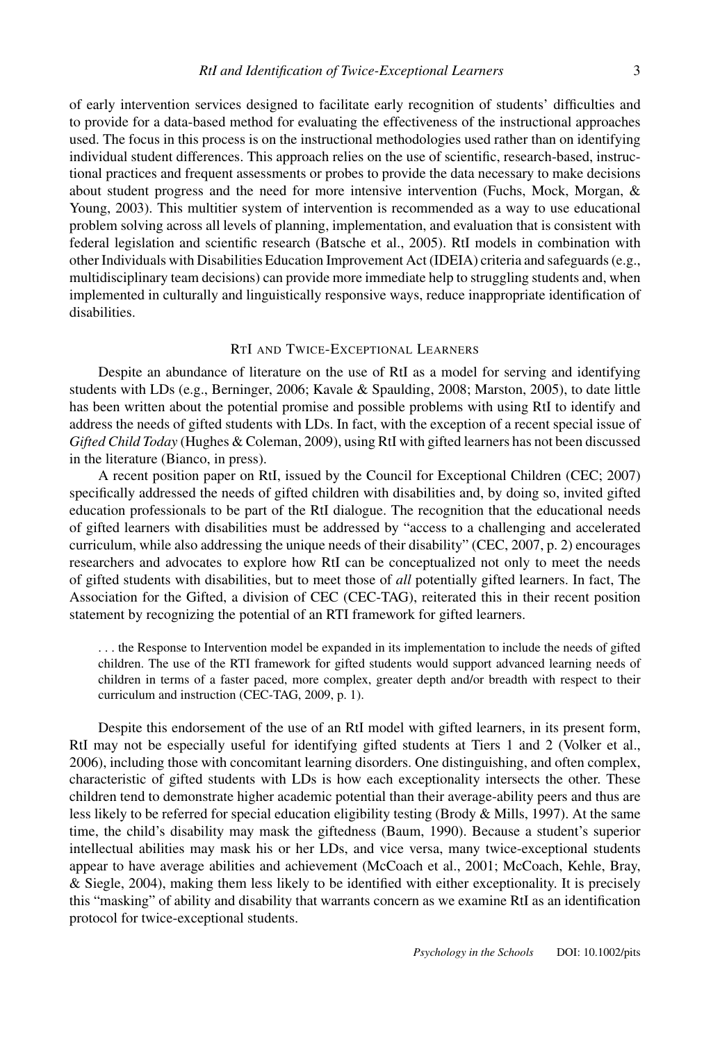of early intervention services designed to facilitate early recognition of students' difficulties and to provide for a data-based method for evaluating the effectiveness of the instructional approaches used. The focus in this process is on the instructional methodologies used rather than on identifying individual student differences. This approach relies on the use of scientific, research-based, instructional practices and frequent assessments or probes to provide the data necessary to make decisions about student progress and the need for more intensive intervention (Fuchs, Mock, Morgan, & Young, 2003). This multitier system of intervention is recommended as a way to use educational problem solving across all levels of planning, implementation, and evaluation that is consistent with federal legislation and scientific research (Batsche et al., 2005). RtI models in combination with other Individuals with Disabilities Education Improvement Act (IDEIA) criteria and safeguards (e.g., multidisciplinary team decisions) can provide more immediate help to struggling students and, when implemented in culturally and linguistically responsive ways, reduce inappropriate identification of disabilities.

## RtI and Twice-Exceptional Learners

Despite an abundance of literature on the use of RtI as a model for serving and identifying students with LDs (e.g., Berninger, 2006; Kavale & Spaulding, 2008; Marston, 2005), to date little has been written about the potential promise and possible problems with using RtI to identify and address the needs of gifted students with LDs. In fact, with the exception of a recent special issue of *Gifted Child Today* (Hughes & Coleman, 2009), using RtI with gifted learners has not been discussed in the literature (Bianco, in press).

A recent position paper on RtI, issued by the Council for Exceptional Children (CEC; 2007) specifically addressed the needs of gifted children with disabilities and, by doing so, invited gifted education professionals to be part of the RtI dialogue. The recognition that the educational needs of gifted learners with disabilities must be addressed by "access to a challenging and accelerated curriculum, while also addressing the unique needs of their disability" (CEC, 2007, p. 2) encourages researchers and advocates to explore how RtI can be conceptualized not only to meet the needs of gifted students with disabilities, but to meet those of *all* potentially gifted learners. In fact, The Association for the Gifted, a division of CEC (CEC-TAG), reiterated this in their recent position statement by recognizing the potential of an RTI framework for gifted learners.

> . . . the Response to Intervention model be expanded in its implementation to include the needs of gifted children. The use of the RTI framework for gifted students would support advanced learning needs of children in terms of a faster paced, more complex, greater depth and/or breadth with respect to their curriculum and instruction (CEC-TAG, 2009, p. 1).

Despite this endorsement of the use of an RtI model with gifted learners, in its present form, RtI may not be especially useful for identifying gifted students at Tiers 1 and 2 (Volker et al., 2006), including those with concomitant learning disorders. One distinguishing, and often complex, characteristic of gifted students with LDs is how each exceptionality intersects the other. These children tend to demonstrate higher academic potential than their average-ability peers and thus are less likely to be referred for special education eligibility testing (Brody & Mills, 1997). At the same time, the child's disability may mask the giftedness (Baum, 1990). Because a student's superior intellectual abilities may mask his or her LDs, and vice versa, many twice-exceptional students appear to have average abilities and achievement (McCoach et al., 2001; McCoach, Kehle, Bray, & Siegle, 2004), making them less likely to be identified with either exceptionality. It is precisely this "masking" of ability and disability that warrants concern as we examine RtI as an identification protocol for twice-exceptional students.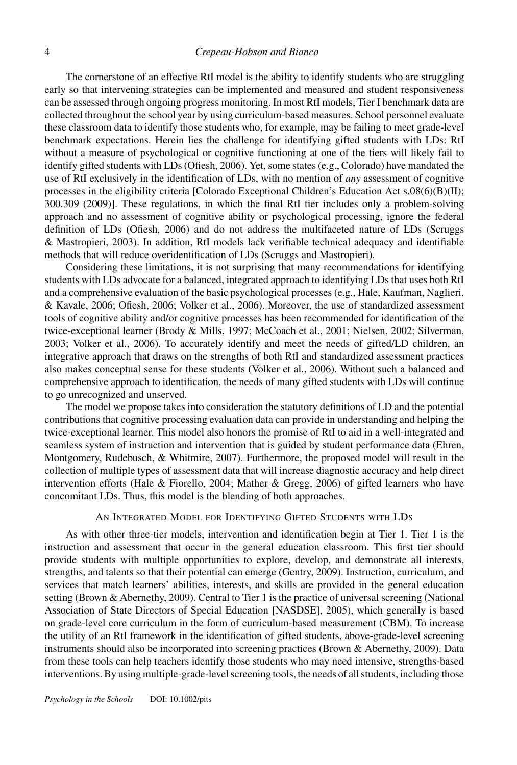The cornerstone of an effective RtI model is the ability to identify students who are struggling early so that intervening strategies can be implemented and measured and student responsiveness can be assessed through ongoing progress monitoring. In most RtI models, Tier I benchmark data are collected throughout the school year by using curriculum-based measures. School personnel evaluate these classroom data to identify those students who, for example, may be failing to meet grade-level benchmark expectations. Herein lies the challenge for identifying gifted students with LDs: RtI without a measure of psychological or cognitive functioning at one of the tiers will likely fail to identify gifted students with LDs (Ofiesh, 2006). Yet, some states (e.g., Colorado) have mandated the use of RtI exclusively in the identification of LDs, with no mention of *any* assessment of cognitive processes in the eligibility criteria [Colorado Exceptional Children's Education Act s.08(6)(B)(II); 300.309 (2009)]. These regulations, in which the final RtI tier includes only a problem-solving approach and no assessment of cognitive ability or psychological processing, ignore the federal definition of LDs (Ofiesh, 2006) and do not address the multifaceted nature of LDs (Scruggs & Mastropieri, 2003). In addition, RtI models lack verifiable technical adequacy and identifiable methods that will reduce overidentification of LDs (Scruggs and Mastropieri).

Considering these limitations, it is not surprising that many recommendations for identifying students with LDs advocate for a balanced, integrated approach to identifying LDs that uses both RtI and a comprehensive evaluation of the basic psychological processes (e.g., Hale, Kaufman, Naglieri, & Kavale, 2006; Ofiesh, 2006; Volker et al., 2006). Moreover, the use of standardized assessment tools of cognitive ability and/or cognitive processes has been recommended for identification of the twice-exceptional learner (Brody & Mills, 1997; McCoach et al., 2001; Nielsen, 2002; Silverman, 2003; Volker et al., 2006). To accurately identify and meet the needs of gifted/LD children, an integrative approach that draws on the strengths of both RtI and standardized assessment practices also makes conceptual sense for these students (Volker et al., 2006). Without such a balanced and comprehensive approach to identification, the needs of many gifted students with LDs will continue to go unrecognized and unserved.

The model we propose takes into consideration the statutory definitions of LD and the potential contributions that cognitive processing evaluation data can provide in understanding and helping the twice-exceptional learner. This model also honors the promise of RtI to aid in a well-integrated and seamless system of instruction and intervention that is guided by student performance data (Ehren, Montgomery, Rudebusch, & Whitmire, 2007). Furthermore, the proposed model will result in the collection of multiple types of assessment data that will increase diagnostic accuracy and help direct intervention efforts (Hale & Fiorello, 2004; Mather & Gregg, 2006) of gifted learners who have concomitant LDs. Thus, this model is the blending of both approaches.

## An Integrated Model for Identifying Gifted Students with LDs

As with other three-tier models, intervention and identification begin at Tier 1. Tier 1 is the instruction and assessment that occur in the general education classroom. This first tier should provide students with multiple opportunities to explore, develop, and demonstrate all interests, strengths, and talents so that their potential can emerge (Gentry, 2009). Instruction, curriculum, and services that match learners' abilities, interests, and skills are provided in the general education setting (Brown & Abernethy, 2009). Central to Tier 1 is the practice of universal screening (National Association of State Directors of Special Education [NASDSE], 2005), which generally is based on grade-level core curriculum in the form of curriculum-based measurement (CBM). To increase the utility of an RtI framework in the identification of gifted students, above-grade-level screening instruments should also be incorporated into screening practices (Brown & Abernethy, 2009). Data from these tools can help teachers identify those students who may need intensive, strengths-based interventions. By using multiple-grade-level screening tools, the needs of all students, including those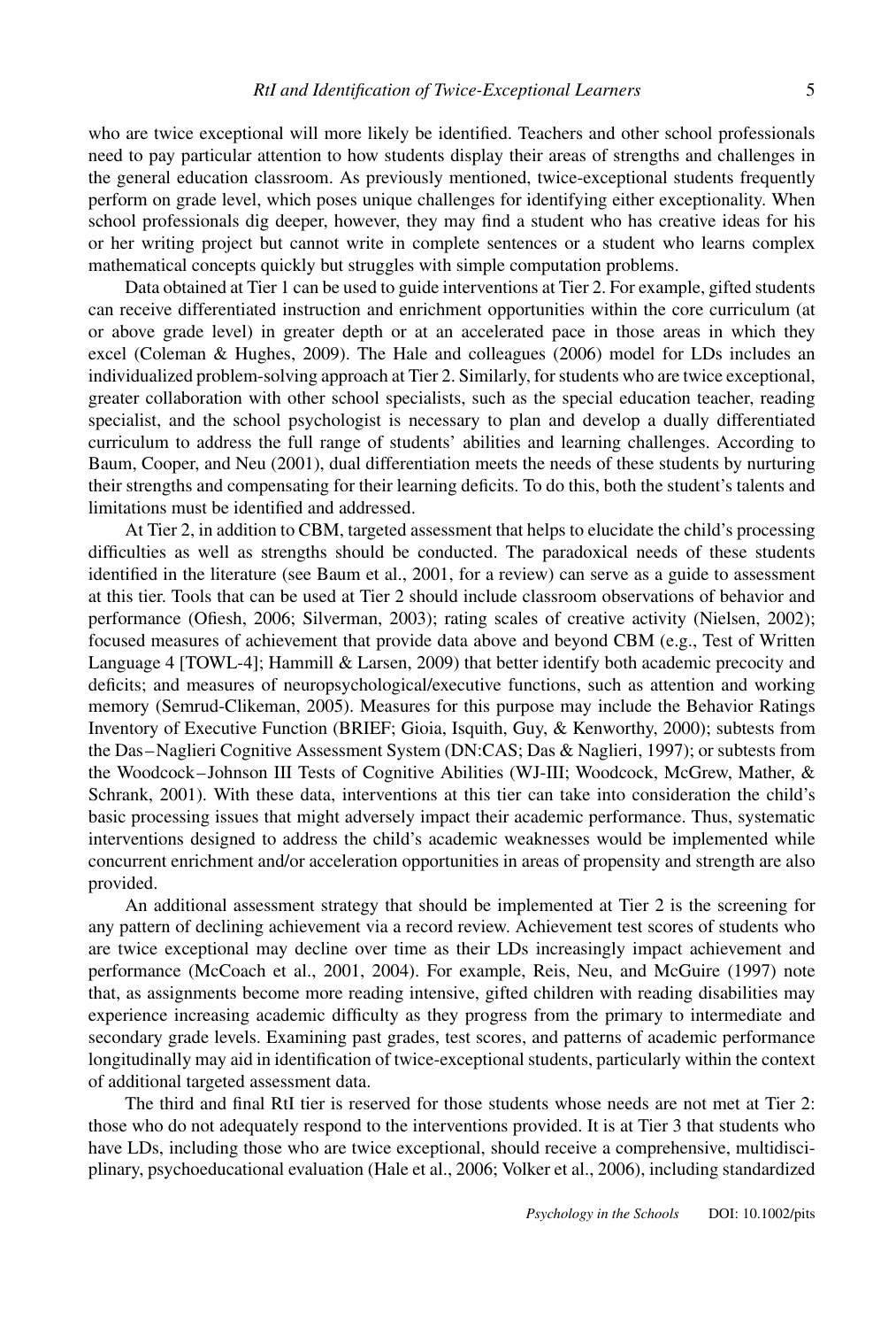who are twice exceptional will more likely be identified. Teachers and other school professionals need to pay particular attention to how students display their areas of strengths and challenges in the general education classroom. As previously mentioned, twice-exceptional students frequently perform on grade level, which poses unique challenges for identifying either exceptionality. When school professionals dig deeper, however, they may find a student who has creative ideas for his or her writing project but cannot write in complete sentences or a student who learns complex mathematical concepts quickly but struggles with simple computation problems.

Data obtained at Tier 1 can be used to guide interventions at Tier 2. For example, gifted students can receive differentiated instruction and enrichment opportunities within the core curriculum (at or above grade level) in greater depth or at an accelerated pace in those areas in which they excel (Coleman & Hughes, 2009). The Hale and colleagues (2006) model for LDs includes an individualized problem-solving approach at Tier 2. Similarly, for students who are twice exceptional, greater collaboration with other school specialists, such as the special education teacher, reading specialist, and the school psychologist is necessary to plan and develop a dually differentiated curriculum to address the full range of students' abilities and learning challenges. According to Baum, Cooper, and Neu (2001), dual differentiation meets the needs of these students by nurturing their strengths and compensating for their learning deficits. To do this, both the student's talents and limitations must be identified and addressed.

At Tier 2, in addition to CBM, targeted assessment that helps to elucidate the child's processing difficulties as well as strengths should be conducted. The paradoxical needs of these students identified in the literature (see Baum et al., 2001, for a review) can serve as a guide to assessment at this tier. Tools that can be used at Tier 2 should include classroom observations of behavior and performance (Ofiesh, 2006; Silverman, 2003); rating scales of creative activity (Nielsen, 2002); focused measures of achievement that provide data above and beyond CBM (e.g., Test of Written Language 4 [TOWL-4]; Hammill & Larsen, 2009) that better identify both academic precocity and deficits; and measures of neuropsychological/executive functions, such as attention and working memory (Semrud-Clikeman, 2005). Measures for this purpose may include the Behavior Ratings Inventory of Executive Function (BRIEF; Gioia, Isquith, Guy, & Kenworthy, 2000); subtests from the Das–Naglieri Cognitive Assessment System (DN:CAS; Das & Naglieri, 1997); or subtests from the Woodcock–Johnson III Tests of Cognitive Abilities (WJ-III; Woodcock, McGrew, Mather, & Schrank, 2001). With these data, interventions at this tier can take into consideration the child's basic processing issues that might adversely impact their academic performance. Thus, systematic interventions designed to address the child's academic weaknesses would be implemented while concurrent enrichment and/or acceleration opportunities in areas of propensity and strength are also provided.

An additional assessment strategy that should be implemented at Tier 2 is the screening for any pattern of declining achievement via a record review. Achievement test scores of students who are twice exceptional may decline over time as their LDs increasingly impact achievement and performance (McCoach et al., 2001, 2004). For example, Reis, Neu, and McGuire (1997) note that, as assignments become more reading intensive, gifted children with reading disabilities may experience increasing academic difficulty as they progress from the primary to intermediate and secondary grade levels. Examining past grades, test scores, and patterns of academic performance longitudinally may aid in identification of twice-exceptional students, particularly within the context of additional targeted assessment data.

The third and final RtI tier is reserved for those students whose needs are not met at Tier 2: those who do not adequately respond to the interventions provided. It is at Tier 3 that students who have LDs, including those who are twice exceptional, should receive a comprehensive, multidisciplinary, psychoeducational evaluation (Hale et al., 2006; Volker et al., 2006), including standardized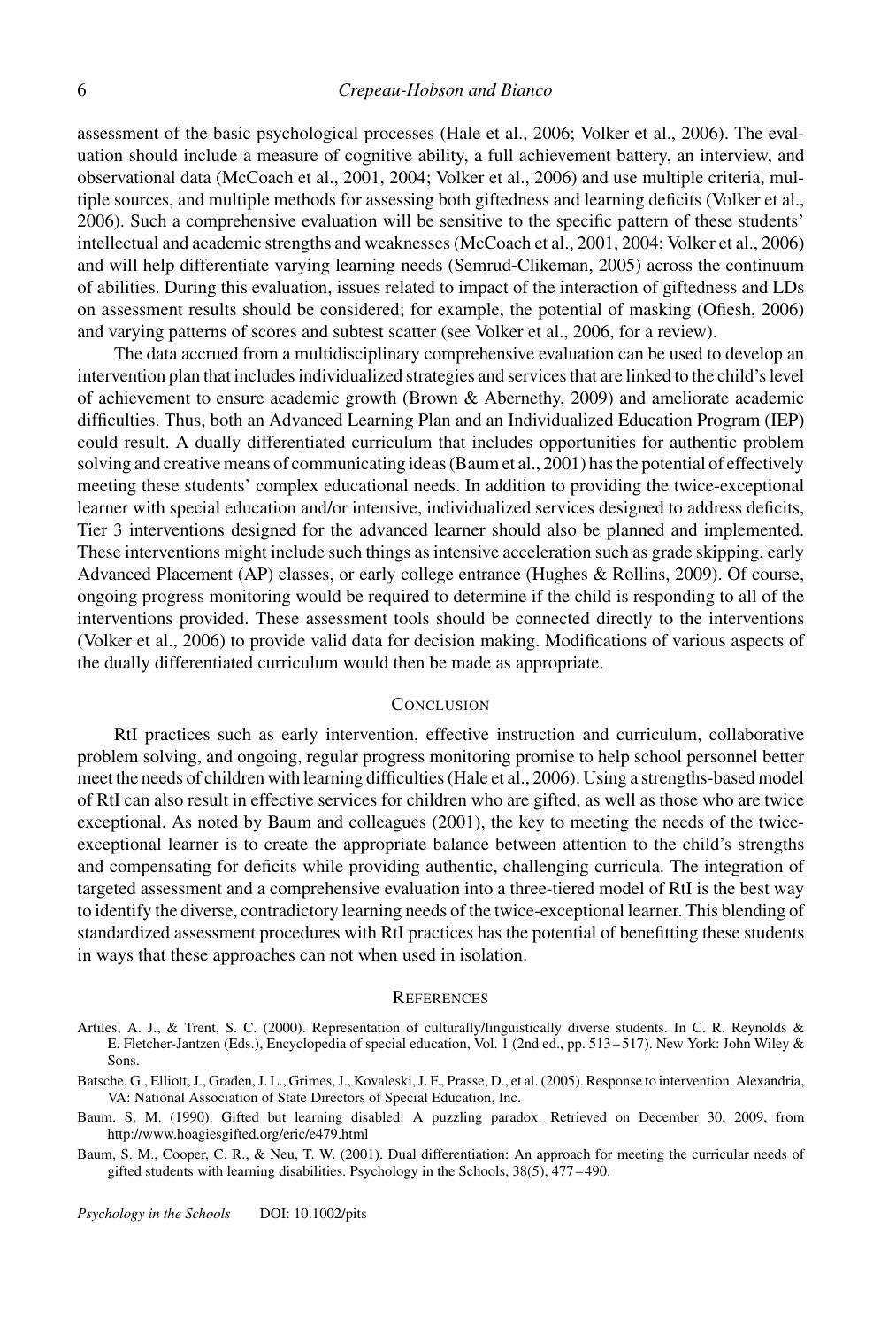assessment of the basic psychological processes (Hale et al., 2006; Volker et al., 2006). The evaluation should include a measure of cognitive ability, a full achievement battery, an interview, and observational data (McCoach et al., 2001, 2004; Volker et al., 2006) and use multiple criteria, multiple sources, and multiple methods for assessing both giftedness and learning deficits (Volker et al., 2006). Such a comprehensive evaluation will be sensitive to the specific pattern of these students' intellectual and academic strengths and weaknesses (McCoach et al., 2001, 2004; Volker et al., 2006) and will help differentiate varying learning needs (Semrud-Clikeman, 2005) across the continuum of abilities. During this evaluation, issues related to impact of the interaction of giftedness and LDs on assessment results should be considered; for example, the potential of masking (Ofiesh, 2006) and varying patterns of scores and subtest scatter (see Volker et al., 2006, for a review).

The data accrued from a multidisciplinary comprehensive evaluation can be used to develop an intervention plan that includes individualized strategies and services that are linked to the child's level of achievement to ensure academic growth (Brown & Abernethy, 2009) and ameliorate academic difficulties. Thus, both an Advanced Learning Plan and an Individualized Education Program (IEP) could result. A dually differentiated curriculum that includes opportunities for authentic problem solving and creative means of communicating ideas (Baum et al., 2001) has the potential of effectively meeting these students' complex educational needs. In addition to providing the twice-exceptional learner with special education and/or intensive, individualized services designed to address deficits, Tier 3 interventions designed for the advanced learner should also be planned and implemented. These interventions might include such things as intensive acceleration such as grade skipping, early Advanced Placement (AP) classes, or early college entrance (Hughes & Rollins, 2009). Of course, ongoing progress monitoring would be required to determine if the child is responding to all of the interventions provided. These assessment tools should be connected directly to the interventions (Volker et al., 2006) to provide valid data for decision making. Modifications of various aspects of the dually differentiated curriculum would then be made as appropriate.

## Conclusion

RtI practices such as early intervention, effective instruction and curriculum, collaborative problem solving, and ongoing, regular progress monitoring promise to help school personnel better meet the needs of children with learning difficulties (Hale et al., 2006). Using a strengths-based model of RtI can also result in effective services for children who are gifted, as well as those who are twice exceptional. As noted by Baum and colleagues (2001), the key to meeting the needs of the twice-exceptional learner is to create the appropriate balance between attention to the child's strengths and compensating for deficits while providing authentic, challenging curricula. The integration of targeted assessment and a comprehensive evaluation into a three-tiered model of RtI is the best way to identify the diverse, contradictory learning needs of the twice-exceptional learner. This blending of standardized assessment procedures with RtI practices has the potential of benefitting these students in ways that these approaches can not when used in isolation.

## References

Artiles, A. J., & Trent, S. C. (2000). Representation of culturally/linguistically diverse students. In C. R. Reynolds & E. Fletcher-Jantzen (Eds.), Encyclopedia of special education, Vol. 1 (2nd ed., pp. 513–517). New York: John Wiley & Sons.

Batsche, G., Elliott, J., Graden, J. L., Grimes, J., Kovaleski, J. F., Prasse, D., et al. (2005). Response to intervention. Alexandria, VA: National Association of State Directors of Special Education, Inc.

Baum. S. M. (1990). Gifted but learning disabled: A puzzling paradox. Retrieved on December 30, 2009, from http://www.hoagiesgifted.org/eric/e479.html

Baum, S. M., Cooper, C. R., & Neu, T. W. (2001). Dual differentiation: An approach for meeting the curricular needs of gifted students with learning disabilities. Psychology in the Schools, 38(5), 477–490.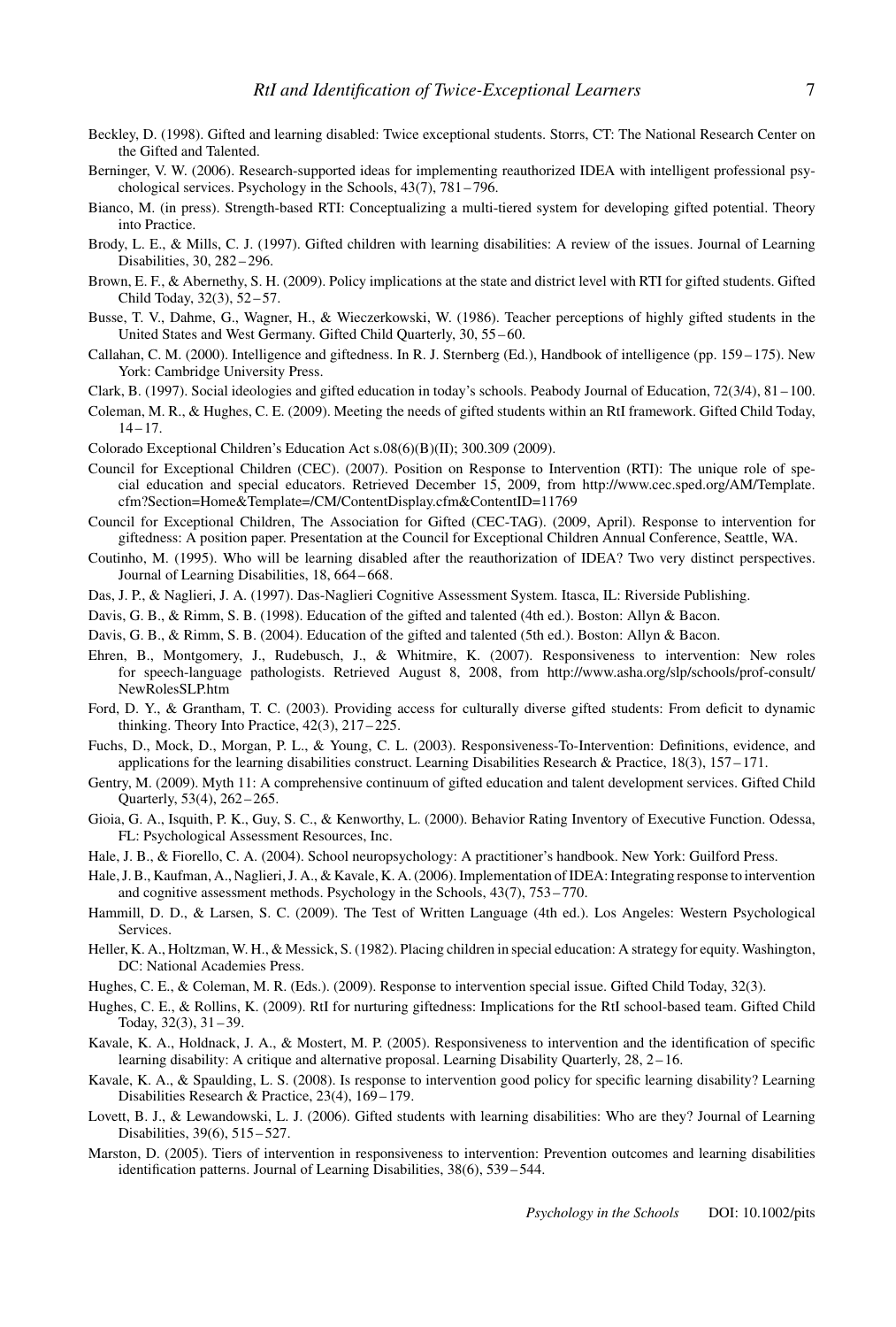Beckley, D. (1998). Gifted and learning disabled: Twice exceptional students. Storrs, CT: The National Research Center on the Gifted and Talented.

Berninger, V. W. (2006). Research-supported ideas for implementing reauthorized IDEA with intelligent professional psychological services. Psychology in the Schools, 43(7), 781 – 796.

Bianco, M. (in press). Strength-based RTI: Conceptualizing a multi-tiered system for developing gifted potential. Theory into Practice.

Brody, L. E., & Mills, C. J. (1997). Gifted children with learning disabilities: A review of the issues. Journal of Learning Disabilities, 30, 282 – 296.

Brown, E. F., & Abernethy, S. H. (2009). Policy implications at the state and district level with RTI for gifted students. Gifted Child Today, 32(3), 52 – 57.

Busse, T. V., Dahme, G., Wagner, H., & Wieczerkowski, W. (1986). Teacher perceptions of highly gifted students in the United States and West Germany. Gifted Child Quarterly, 30, 55 – 60.

Callahan, C. M. (2000). Intelligence and giftedness. In R. J. Sternberg (Ed.), Handbook of intelligence (pp. 159 – 175). New York: Cambridge University Press.

Clark, B. (1997). Social ideologies and gifted education in today's schools. Peabody Journal of Education, 72(3/4), 81 – 100.

Coleman, M. R., & Hughes, C. E. (2009). Meeting the needs of gifted students within an RtI framework. Gifted Child Today, 14 – 17.

Colorado Exceptional Children's Education Act s.08(6)(B)(II); 300.309 (2009).

Council for Exceptional Children (CEC). (2007). Position on Response to Intervention (RTI): The unique role of special education and special educators. Retrieved December 15, 2009, from http://www.cec.sped.org/AM/Template.cfm?Section=Home&Template=/CM/ContentDisplay.cfm&ContentID=11769

Council for Exceptional Children, The Association for Gifted (CEC-TAG). (2009, April). Response to intervention for giftedness: A position paper. Presentation at the Council for Exceptional Children Annual Conference, Seattle, WA.

Coutinho, M. (1995). Who will be learning disabled after the reauthorization of IDEA? Two very distinct perspectives. Journal of Learning Disabilities, 18, 664 – 668.

Das, J. P., & Naglieri, J. A. (1997). Das-Naglieri Cognitive Assessment System. Itasca, IL: Riverside Publishing.

Davis, G. B., & Rimm, S. B. (1998). Education of the gifted and talented (4th ed.). Boston: Allyn & Bacon.

Davis, G. B., & Rimm, S. B. (2004). Education of the gifted and talented (5th ed.). Boston: Allyn & Bacon.

Ehren, B., Montgomery, J., Rudebusch, J., & Whitmire, K. (2007). Responsiveness to intervention: New roles for speech-language pathologists. Retrieved August 8, 2008, from http://www.asha.org/slp/schools/prof-consult/NewRolesSLP.htm

Ford, D. Y., & Grantham, T. C. (2003). Providing access for culturally diverse gifted students: From deficit to dynamic thinking. Theory Into Practice, 42(3), 217 – 225.

Fuchs, D., Mock, D., Morgan, P. L., & Young, C. L. (2003). Responsiveness-To-Intervention: Definitions, evidence, and applications for the learning disabilities construct. Learning Disabilities Research & Practice, 18(3), 157 – 171.

Gentry, M. (2009). Myth 11: A comprehensive continuum of gifted education and talent development services. Gifted Child Quarterly, 53(4), 262 – 265.

Gioia, G. A., Isquith, P. K., Guy, S. C., & Kenworthy, L. (2000). Behavior Rating Inventory of Executive Function. Odessa, FL: Psychological Assessment Resources, Inc.

Hale, J. B., & Fiorello, C. A. (2004). School neuropsychology: A practitioner's handbook. New York: Guilford Press.

Hale, J. B., Kaufman, A., Naglieri, J. A., & Kavale, K. A. (2006). Implementation of IDEA: Integrating response to intervention and cognitive assessment methods. Psychology in the Schools, 43(7), 753 – 770.

Hammill, D. D., & Larsen, S. C. (2009). The Test of Written Language (4th ed.). Los Angeles: Western Psychological Services.

Heller, K. A., Holtzman, W. H., & Messick, S. (1982). Placing children in special education: A strategy for equity. Washington, DC: National Academies Press.

Hughes, C. E., & Coleman, M. R. (Eds.). (2009). Response to intervention special issue. Gifted Child Today, 32(3).

Hughes, C. E., & Rollins, K. (2009). RtI for nurturing giftedness: Implications for the RtI school-based team. Gifted Child Today, 32(3), 31 – 39.

Kavale, K. A., Holdnack, J. A., & Mostert, M. P. (2005). Responsiveness to intervention and the identification of specific learning disability: A critique and alternative proposal. Learning Disability Quarterly, 28, 2 – 16.

Kavale, K. A., & Spaulding, L. S. (2008). Is response to intervention good policy for specific learning disability? Learning Disabilities Research & Practice, 23(4), 169 – 179.

Lovett, B. J., & Lewandowski, L. J. (2006). Gifted students with learning disabilities: Who are they? Journal of Learning Disabilities, 39(6), 515 – 527.

Marston, D. (2005). Tiers of intervention in responsiveness to intervention: Prevention outcomes and learning disabilities identification patterns. Journal of Learning Disabilities, 38(6), 539 – 544.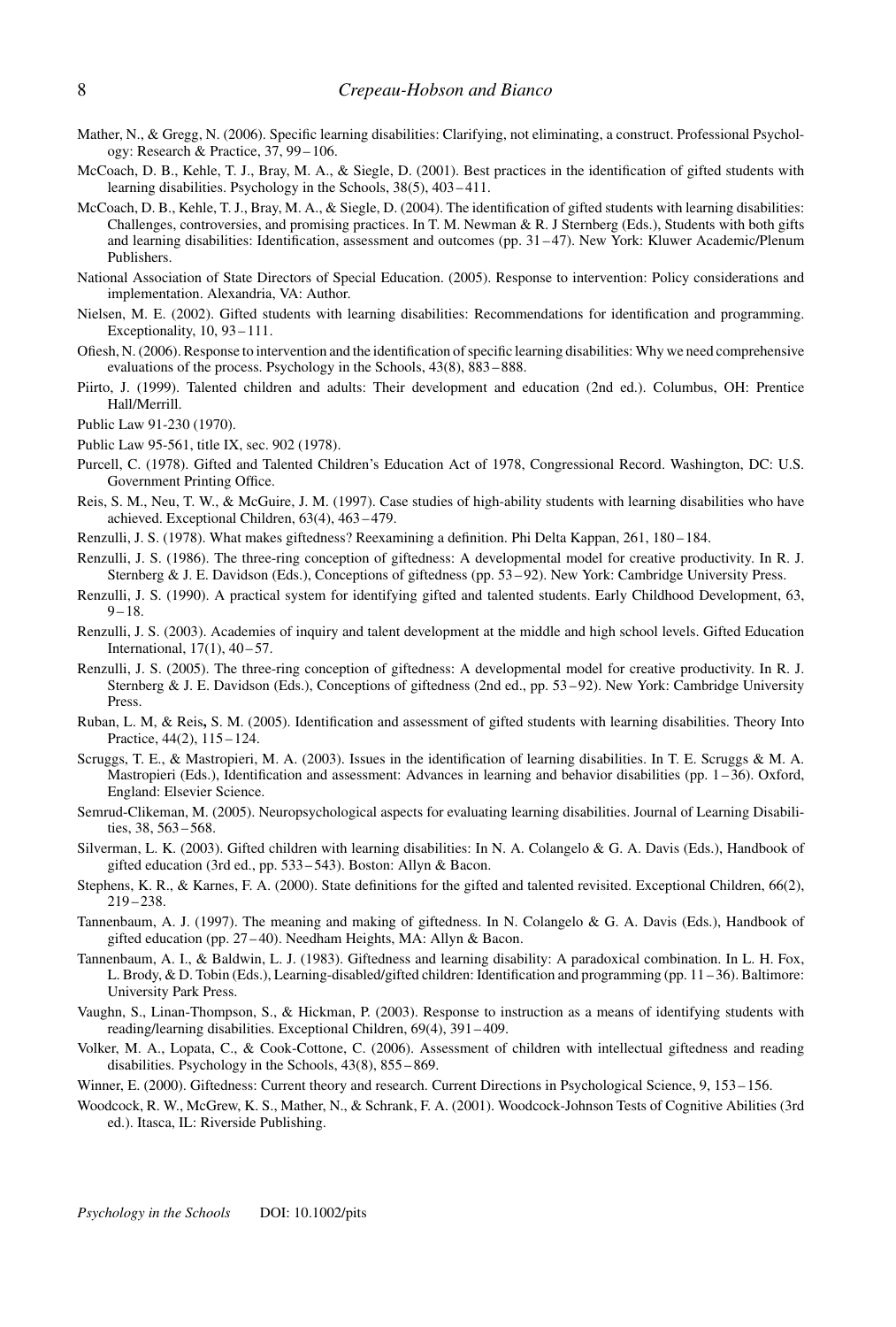Mather, N., & Gregg, N. (2006). Specific learning disabilities: Clarifying, not eliminating, a construct. Professional Psychology: Research & Practice, 37, 99 – 106.

McCoach, D. B., Kehle, T. J., Bray, M. A., & Siegle, D. (2001). Best practices in the identification of gifted students with learning disabilities. Psychology in the Schools, 38(5), 403 – 411.

McCoach, D. B., Kehle, T. J., Bray, M. A., & Siegle, D. (2004). The identification of gifted students with learning disabilities: Challenges, controversies, and promising practices. In T. M. Newman & R. J Sternberg (Eds.), Students with both gifts and learning disabilities: Identification, assessment and outcomes (pp. 31 – 47). New York: Kluwer Academic/Plenum Publishers.

National Association of State Directors of Special Education. (2005). Response to intervention: Policy considerations and implementation. Alexandria, VA: Author.

Nielsen, M. E. (2002). Gifted students with learning disabilities: Recommendations for identification and programming. Exceptionality, 10, 93 – 111.

Ofiesh, N. (2006). Response to intervention and the identification of specific learning disabilities: Why we need comprehensive evaluations of the process. Psychology in the Schools, 43(8), 883 – 888.

Piirto, J. (1999). Talented children and adults: Their development and education (2nd ed.). Columbus, OH: Prentice Hall/Merrill.

Public Law 91-230 (1970).

Public Law 95-561, title IX, sec. 902 (1978).

Purcell, C. (1978). Gifted and Talented Children's Education Act of 1978, Congressional Record. Washington, DC: U.S. Government Printing Office.

Reis, S. M., Neu, T. W., & McGuire, J. M. (1997). Case studies of high-ability students with learning disabilities who have achieved. Exceptional Children, 63(4), 463 – 479.

Renzulli, J. S. (1978). What makes giftedness? Reexamining a definition. Phi Delta Kappan, 261, 180 – 184.

Renzulli, J. S. (1986). The three-ring conception of giftedness: A developmental model for creative productivity. In R. J. Sternberg & J. E. Davidson (Eds.), Conceptions of giftedness (pp. 53 – 92). New York: Cambridge University Press.

Renzulli, J. S. (1990). A practical system for identifying gifted and talented students. Early Childhood Development, 63, 9 – 18.

Renzulli, J. S. (2003). Academies of inquiry and talent development at the middle and high school levels. Gifted Education International, 17(1), 40 – 57.

Renzulli, J. S. (2005). The three-ring conception of giftedness: A developmental model for creative productivity. In R. J. Sternberg & J. E. Davidson (Eds.), Conceptions of giftedness (2nd ed., pp. 53 – 92). New York: Cambridge University Press.

Ruban, L. M, & Reis, S. M. (2005). Identification and assessment of gifted students with learning disabilities. Theory Into Practice, 44(2), 115 – 124.

Scruggs, T. E., & Mastropieri, M. A. (2003). Issues in the identification of learning disabilities. In T. E. Scruggs & M. A. Mastropieri (Eds.), Identification and assessment: Advances in learning and behavior disabilities (pp. 1 – 36). Oxford, England: Elsevier Science.

Semrud-Clikeman, M. (2005). Neuropsychological aspects for evaluating learning disabilities. Journal of Learning Disabilities, 38, 563 – 568.

Silverman, L. K. (2003). Gifted children with learning disabilities: In N. A. Colangelo & G. A. Davis (Eds.), Handbook of gifted education (3rd ed., pp. 533 – 543). Boston: Allyn & Bacon.

Stephens, K. R., & Karnes, F. A. (2000). State definitions for the gifted and talented revisited. Exceptional Children, 66(2), 219 – 238.

Tannenbaum, A. J. (1997). The meaning and making of giftedness. In N. Colangelo & G. A. Davis (Eds.), Handbook of gifted education (pp. 27 – 40). Needham Heights, MA: Allyn & Bacon.

Tannenbaum, A. I., & Baldwin, L. J. (1983). Giftedness and learning disability: A paradoxical combination. In L. H. Fox, L. Brody, & D. Tobin (Eds.), Learning-disabled/gifted children: Identification and programming (pp. 11 – 36). Baltimore: University Park Press.

Vaughn, S., Linan-Thompson, S., & Hickman, P. (2003). Response to instruction as a means of identifying students with reading/learning disabilities. Exceptional Children, 69(4), 391 – 409.

Volker, M. A., Lopata, C., & Cook-Cottone, C. (2006). Assessment of children with intellectual giftedness and reading disabilities. Psychology in the Schools, 43(8), 855 – 869.

Winner, E. (2000). Giftedness: Current theory and research. Current Directions in Psychological Science, 9, 153 – 156.

Woodcock, R. W., McGrew, K. S., Mather, N., & Schrank, F. A. (2001). Woodcock-Johnson Tests of Cognitive Abilities (3rd ed.). Itasca, IL: Riverside Publishing.